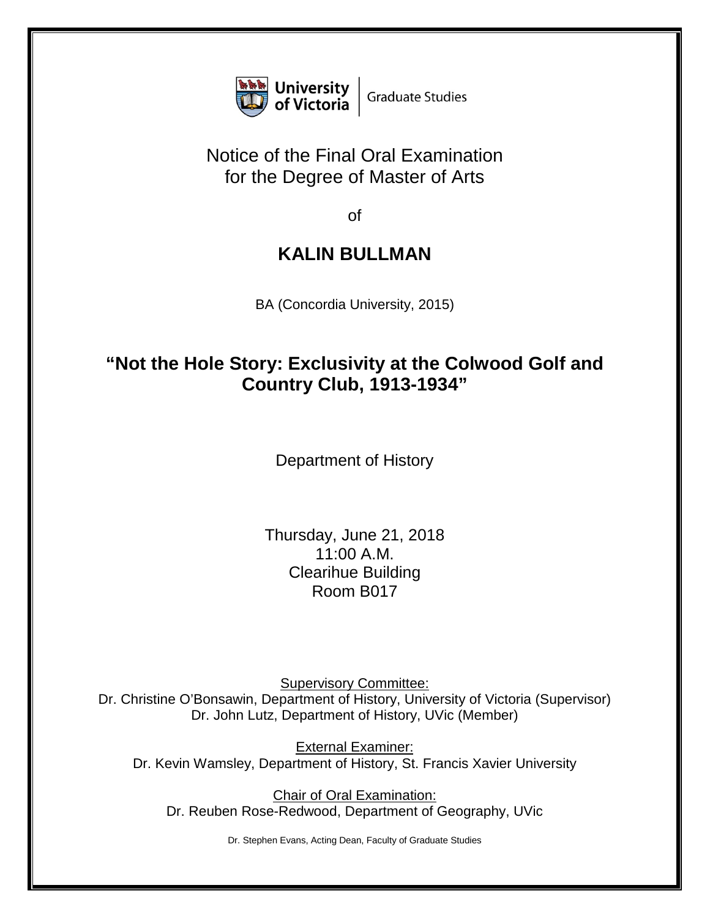University of Victoria | Graduate Studies

# Notice of the Final Oral Examination for the Degree of Master of Arts

of

## KALIN BULLMAN

BA (Concordia University, 2015)

## "Not the Hole Story: Exclusivity at the Colwood Golf and Country Club, 1913-1934"

Department of History

Thursday, June 21, 2018
11:00 A.M.
Clearihue Building
Room B017

Supervisory Committee:
Dr. Christine O'Bonsawin, Department of History, University of Victoria (Supervisor)
Dr. John Lutz, Department of History, UVic (Member)

External Examiner:
Dr. Kevin Wamsley, Department of History, St. Francis Xavier University

Chair of Oral Examination:
Dr. Reuben Rose-Redwood, Department of Geography, UVic

Dr. Stephen Evans, Acting Dean, Faculty of Graduate Studies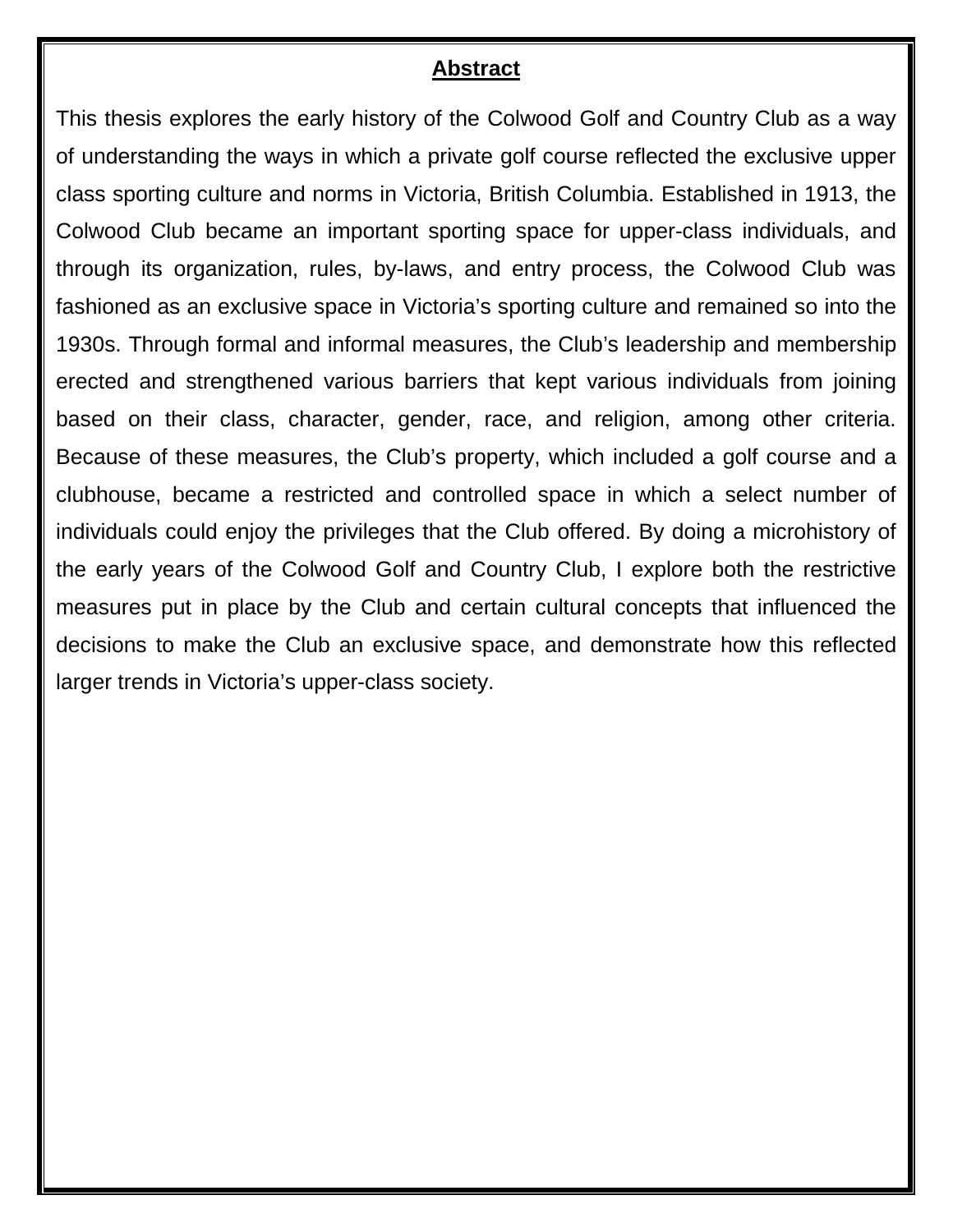## Abstract

This thesis explores the early history of the Colwood Golf and Country Club as a way of understanding the ways in which a private golf course reflected the exclusive upper class sporting culture and norms in Victoria, British Columbia. Established in 1913, the Colwood Club became an important sporting space for upper-class individuals, and through its organization, rules, by-laws, and entry process, the Colwood Club was fashioned as an exclusive space in Victoria's sporting culture and remained so into the 1930s. Through formal and informal measures, the Club's leadership and membership erected and strengthened various barriers that kept various individuals from joining based on their class, character, gender, race, and religion, among other criteria. Because of these measures, the Club's property, which included a golf course and a clubhouse, became a restricted and controlled space in which a select number of individuals could enjoy the privileges that the Club offered. By doing a microhistory of the early years of the Colwood Golf and Country Club, I explore both the restrictive measures put in place by the Club and certain cultural concepts that influenced the decisions to make the Club an exclusive space, and demonstrate how this reflected larger trends in Victoria's upper-class society.